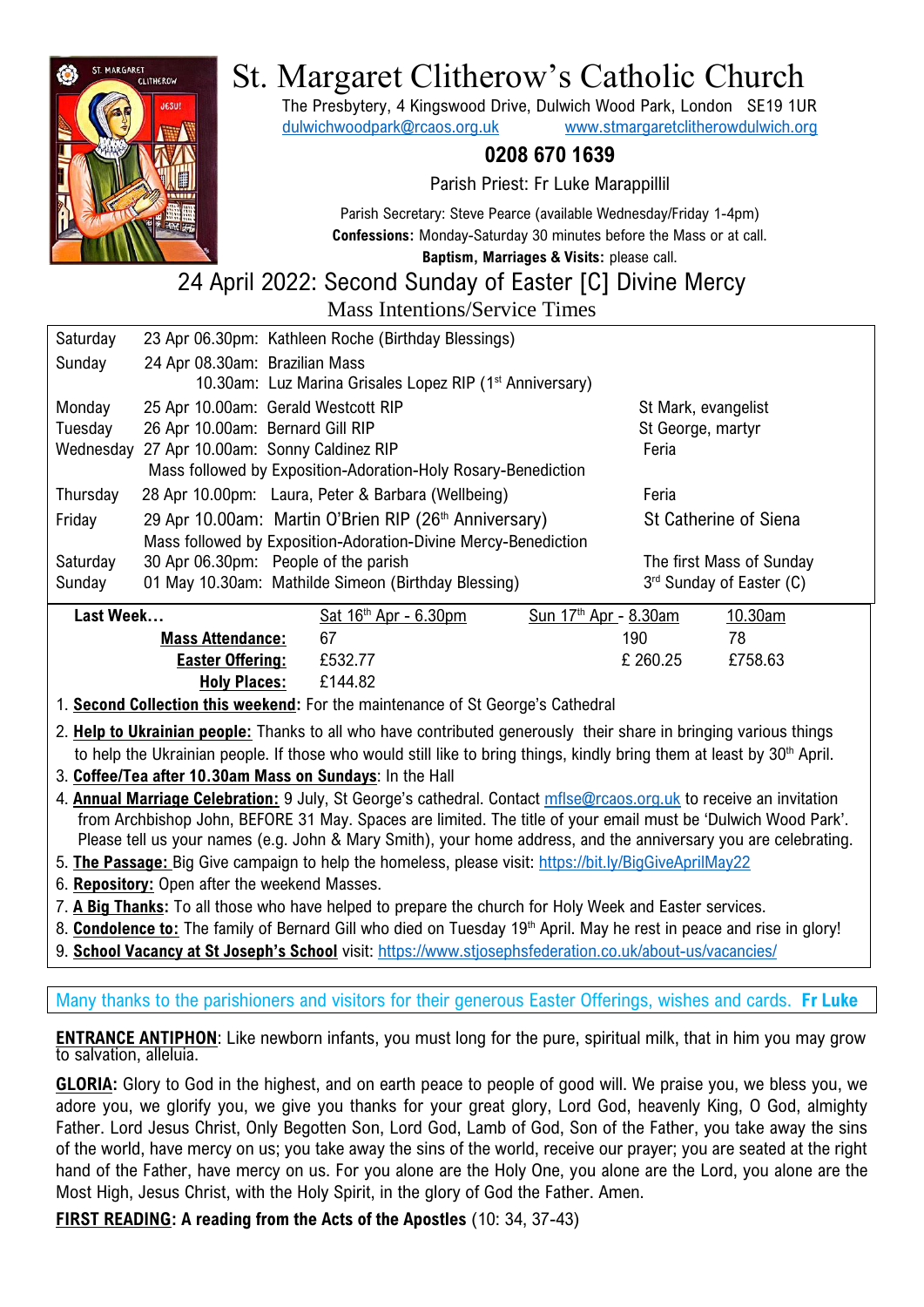# St. Margaret Clitherow's Catholic Church

The Presbytery, 4 Kingswood Drive, Dulwich Wood Park, London SE19 1UR
dulwichwoodpark@rcaos.org.uk www.stmargaretclitherowdulwich.org

**0208 670 1639**

Parish Priest: Fr Luke Marappillil

Parish Secretary: Steve Pearce (available Wednesday/Friday 1-4pm)
**Confessions:** Monday-Saturday 30 minutes before the Mass or at call.
**Baptism, Marriages & Visits:** please call.

## 24 April 2022: Second Sunday of Easter [C] Divine Mercy

### Mass Intentions/Service Times

| Day | Date/Time | Intention | Feast |
|---|---|---|---|
| Saturday | 23 Apr 06.30pm: | Kathleen Roche (Birthday Blessings) | |
| Sunday | 24 Apr 08.30am: | Brazilian Mass | |
| | 10.30am: | Luz Marina Grisales Lopez RIP (1st Anniversary) | |
| Monday | 25 Apr 10.00am: | Gerald Westcott RIP | St Mark, evangelist |
| Tuesday | 26 Apr 10.00am: | Bernard Gill RIP | St George, martyr |
| Wednesday | 27 Apr 10.00am: | Sonny Caldinez RIP | Feria |
| | | Mass followed by Exposition-Adoration-Holy Rosary-Benediction | |
| Thursday | 28 Apr 10.00pm: | Laura, Peter & Barbara (Wellbeing) | Feria |
| Friday | 29 Apr 10.00am: | Martin O'Brien RIP (26th Anniversary) | St Catherine of Siena |
| | | Mass followed by Exposition-Adoration-Divine Mercy-Benediction | |
| Saturday | 30 Apr 06.30pm: | People of the parish | The first Mass of Sunday |
| Sunday | 01 May 10.30am: | Mathilde Simeon (Birthday Blessing) | 3rd Sunday of Easter (C) |

| **Last Week…** | Sat 16th Apr - 6.30pm | Sun 17th Apr - 8.30am | 10.30am |
|---|---|---|---|
| **Mass Attendance:** | 67 | 190 | 78 |
| **Easter Offering:** | £532.77 | £ 260.25 | £758.63 |
| **Holy Places:** | £144.82 | | |

1. **Second Collection this weekend:** For the maintenance of St George's Cathedral
2. **Help to Ukrainian people:** Thanks to all who have contributed generously their share in bringing various things to help the Ukrainian people. If those who would still like to bring things, kindly bring them at least by 30th April.
3. **Coffee/Tea after 10.30am Mass on Sundays**: In the Hall
4. **Annual Marriage Celebration:** 9 July, St George's cathedral. Contact mflse@rcaos.org.uk to receive an invitation from Archbishop John, BEFORE 31 May. Spaces are limited. The title of your email must be 'Dulwich Wood Park'. Please tell us your names (e.g. John & Mary Smith), your home address, and the anniversary you are celebrating.
5. **The Passage:** Big Give campaign to help the homeless, please visit: https://bit.ly/BigGiveAprilMay22
6. **Repository:** Open after the weekend Masses.
7. **A Big Thanks:** To all those who have helped to prepare the church for Holy Week and Easter services.
8. **Condolence to:** The family of Bernard Gill who died on Tuesday 19th April. May he rest in peace and rise in glory!
9. **School Vacancy at St Joseph's School** visit: https://www.stjosephsfederation.co.uk/about-us/vacancies/

Many thanks to the parishioners and visitors for their generous Easter Offerings, wishes and cards. **Fr Luke**

**ENTRANCE ANTIPHON**: Like newborn infants, you must long for the pure, spiritual milk, that in him you may grow to salvation, alleluia.

**GLORIA:** Glory to God in the highest, and on earth peace to people of good will. We praise you, we bless you, we adore you, we glorify you, we give you thanks for your great glory, Lord God, heavenly King, O God, almighty Father. Lord Jesus Christ, Only Begotten Son, Lord God, Lamb of God, Son of the Father, you take away the sins of the world, have mercy on us; you take away the sins of the world, receive our prayer; you are seated at the right hand of the Father, have mercy on us. For you alone are the Holy One, you alone are the Lord, you alone are the Most High, Jesus Christ, with the Holy Spirit, in the glory of God the Father. Amen.

**FIRST READING: A reading from the Acts of the Apostles** (10: 34, 37-43)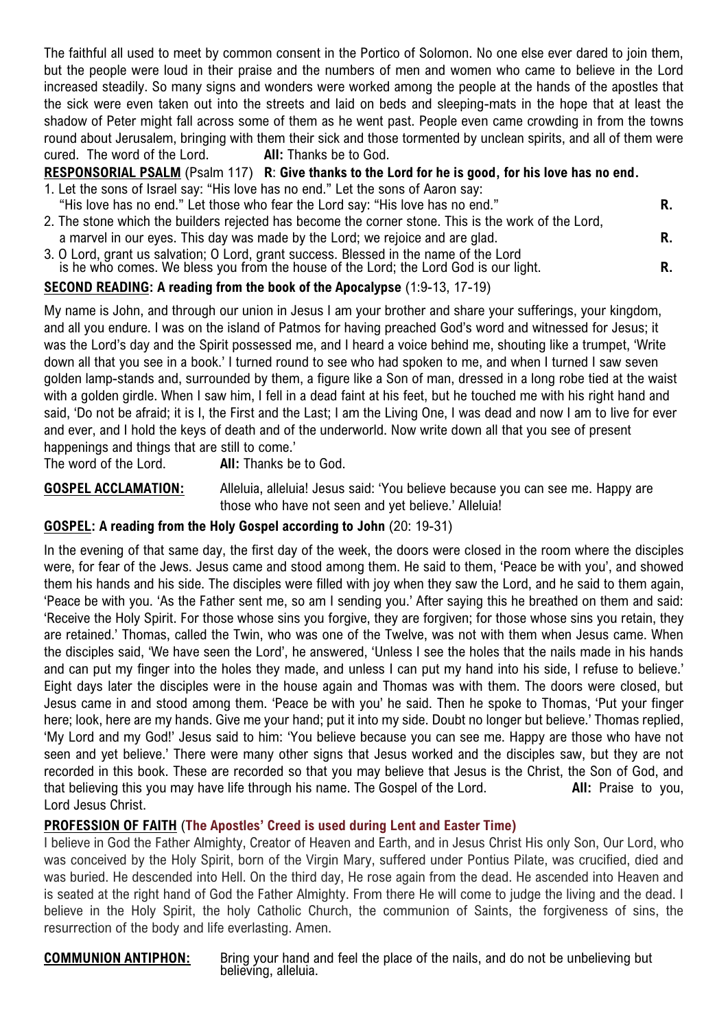The faithful all used to meet by common consent in the Portico of Solomon. No one else ever dared to join them, but the people were loud in their praise and the numbers of men and women who came to believe in the Lord increased steadily. So many signs and wonders were worked among the people at the hands of the apostles that the sick were even taken out into the streets and laid on beds and sleeping-mats in the hope that at least the shadow of Peter might fall across some of them as he went past. People even came crowding in from the towns round about Jerusalem, bringing with them their sick and those tormented by unclean spirits, and all of them were cured. The word of the Lord. **All:** Thanks be to God.

**RESPONSORIAL PSALM** (Psalm 117) **R**: **Give thanks to the Lord for he is good, for his love has no end.**

1. Let the sons of Israel say: "His love has no end." Let the sons of Aaron say: "His love has no end." Let those who fear the Lord say: "His love has no end." **R.**
2. The stone which the builders rejected has become the corner stone. This is the work of the Lord, a marvel in our eyes. This day was made by the Lord; we rejoice and are glad. **R.**
3. O Lord, grant us salvation; O Lord, grant success. Blessed in the name of the Lord is he who comes. We bless you from the house of the Lord; the Lord God is our light. **R.**

**SECOND READING: A reading from the book of the Apocalypse** (1:9-13, 17-19)

My name is John, and through our union in Jesus I am your brother and share your sufferings, your kingdom, and all you endure. I was on the island of Patmos for having preached God's word and witnessed for Jesus; it was the Lord's day and the Spirit possessed me, and I heard a voice behind me, shouting like a trumpet, 'Write down all that you see in a book.' I turned round to see who had spoken to me, and when I turned I saw seven golden lamp-stands and, surrounded by them, a figure like a Son of man, dressed in a long robe tied at the waist with a golden girdle. When I saw him, I fell in a dead faint at his feet, but he touched me with his right hand and said, 'Do not be afraid; it is I, the First and the Last; I am the Living One, I was dead and now I am to live for ever and ever, and I hold the keys of death and of the underworld. Now write down all that you see of present happenings and things that are still to come.'
The word of the Lord. **All:** Thanks be to God.

**GOSPEL ACCLAMATION:** Alleluia, alleluia! Jesus said: 'You believe because you can see me. Happy are those who have not seen and yet believe.' Alleluia!

**GOSPEL: A reading from the Holy Gospel according to John** (20: 19-31)

In the evening of that same day, the first day of the week, the doors were closed in the room where the disciples were, for fear of the Jews. Jesus came and stood among them. He said to them, 'Peace be with you', and showed them his hands and his side. The disciples were filled with joy when they saw the Lord, and he said to them again, 'Peace be with you. 'As the Father sent me, so am I sending you.' After saying this he breathed on them and said: 'Receive the Holy Spirit. For those whose sins you forgive, they are forgiven; for those whose sins you retain, they are retained.' Thomas, called the Twin, who was one of the Twelve, was not with them when Jesus came. When the disciples said, 'We have seen the Lord', he answered, 'Unless I see the holes that the nails made in his hands and can put my finger into the holes they made, and unless I can put my hand into his side, I refuse to believe.' Eight days later the disciples were in the house again and Thomas was with them. The doors were closed, but Jesus came in and stood among them. 'Peace be with you' he said. Then he spoke to Thomas, 'Put your finger here; look, here are my hands. Give me your hand; put it into my side. Doubt no longer but believe.' Thomas replied, 'My Lord and my God!' Jesus said to him: 'You believe because you can see me. Happy are those who have not seen and yet believe.' There were many other signs that Jesus worked and the disciples saw, but they are not recorded in this book. These are recorded so that you may believe that Jesus is the Christ, the Son of God, and that believing this you may have life through his name. The Gospel of the Lord. **All:** Praise to you, Lord Jesus Christ.

**PROFESSION OF FAITH** (**The Apostles' Creed is used during Lent and Easter Time)**

I believe in God the Father Almighty, Creator of Heaven and Earth, and in Jesus Christ His only Son, Our Lord, who was conceived by the Holy Spirit, born of the Virgin Mary, suffered under Pontius Pilate, was crucified, died and was buried. He descended into Hell. On the third day, He rose again from the dead. He ascended into Heaven and is seated at the right hand of God the Father Almighty. From there He will come to judge the living and the dead. I believe in the Holy Spirit, the holy Catholic Church, the communion of Saints, the forgiveness of sins, the resurrection of the body and life everlasting. Amen.

**COMMUNION ANTIPHON:** Bring your hand and feel the place of the nails, and do not be unbelieving but believing, alleluia.